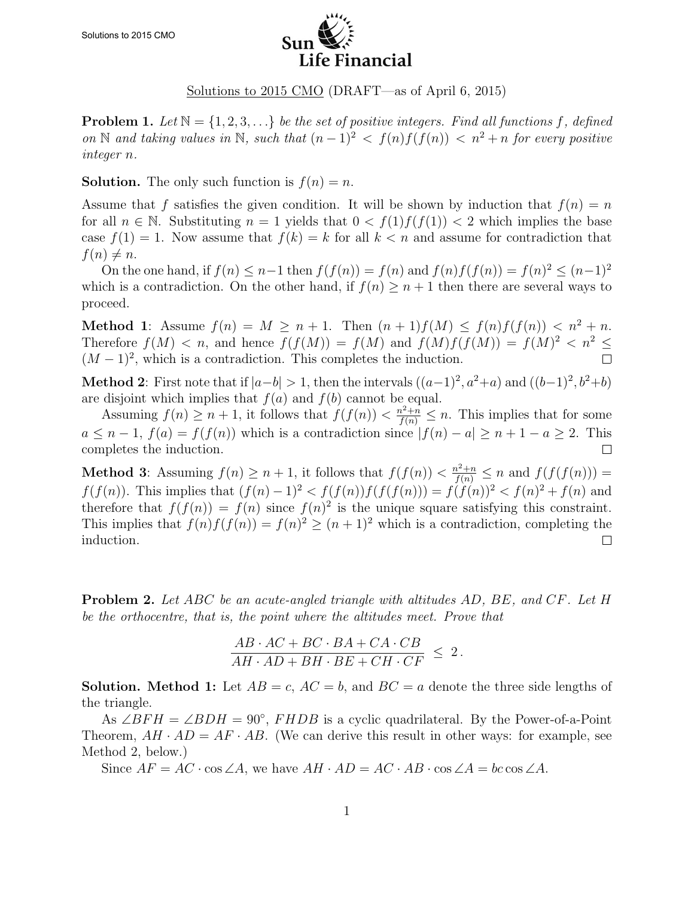Solutions to 2015 CMO (DRAFT—as of April 6, 2015)

**Problem 1.** *Let $\mathbb{N} = \{1, 2, 3, \ldots\}$ be the set of positive integers. Find all functions $f$, defined on $\mathbb{N}$ and taking values in $\mathbb{N}$, such that $(n-1)^2 < f(n)f(f(n)) < n^2 + n$ for every positive integer $n$.*

**Solution.** The only such function is $f(n) = n$.

Assume that $f$ satisfies the given condition. It will be shown by induction that $f(n) = n$ for all $n \in \mathbb{N}$. Substituting $n = 1$ yields that $0 < f(1)f(f(1)) < 2$ which implies the base case $f(1) = 1$. Now assume that $f(k) = k$ for all $k < n$ and assume for contradiction that $f(n) \neq n$.

On the one hand, if $f(n) \leq n-1$ then $f(f(n)) = f(n)$ and $f(n)f(f(n)) = f(n)^2 \leq (n-1)^2$ which is a contradiction. On the other hand, if $f(n) \geq n+1$ then there are several ways to proceed.

**Method 1**: Assume $f(n) = M \geq n+1$. Then $(n+1)f(M) \leq f(n)f(f(n)) < n^2 + n$. Therefore $f(M) < n$, and hence $f(f(M)) = f(M)$ and $f(M)f(f(M)) = f(M)^2 < n^2 \leq (M-1)^2$, which is a contradiction. This completes the induction. □

**Method 2**: First note that if $|a-b| > 1$, then the intervals $((a-1)^2, a^2+a)$ and $((b-1)^2, b^2+b)$ are disjoint which implies that $f(a)$ and $f(b)$ cannot be equal.

Assuming $f(n) \geq n+1$, it follows that $f(f(n)) < \frac{n^2+n}{f(n)} \leq n$. This implies that for some $a \leq n-1$, $f(a) = f(f(n))$ which is a contradiction since $|f(n) - a| \geq n + 1 - a \geq 2$. This completes the induction. □

**Method 3**: Assuming $f(n) \geq n+1$, it follows that $f(f(n)) < \frac{n^2+n}{f(n)} \leq n$ and $f(f(f(n))) = f(f(n))$. This implies that $(f(n)-1)^2 < f(f(n))f(f(f(n))) = f(f(n))^2 < f(n)^2 + f(n)$ and therefore that $f(f(n)) = f(n)$ since $f(n)^2$ is the unique square satisfying this constraint. This implies that $f(n)f(f(n)) = f(n)^2 \geq (n+1)^2$ which is a contradiction, completing the induction. □

**Problem 2.** *Let $ABC$ be an acute-angled triangle with altitudes $AD$, $BE$, and $CF$. Let $H$ be the orthocentre, that is, the point where the altitudes meet. Prove that*

$$\frac{AB \cdot AC + BC \cdot BA + CA \cdot CB}{AH \cdot AD + BH \cdot BE + CH \cdot CF} \leq 2.$$

**Solution. Method 1:** Let $AB = c$, $AC = b$, and $BC = a$ denote the three side lengths of the triangle.

As $\angle BFH = \angle BDH = 90^\circ$, $FHDB$ is a cyclic quadrilateral. By the Power-of-a-Point Theorem, $AH \cdot AD = AF \cdot AB$. (We can derive this result in other ways: for example, see Method 2, below.)

Since $AF = AC \cdot \cos \angle A$, we have $AH \cdot AD = AC \cdot AB \cdot \cos \angle A = bc \cos \angle A$.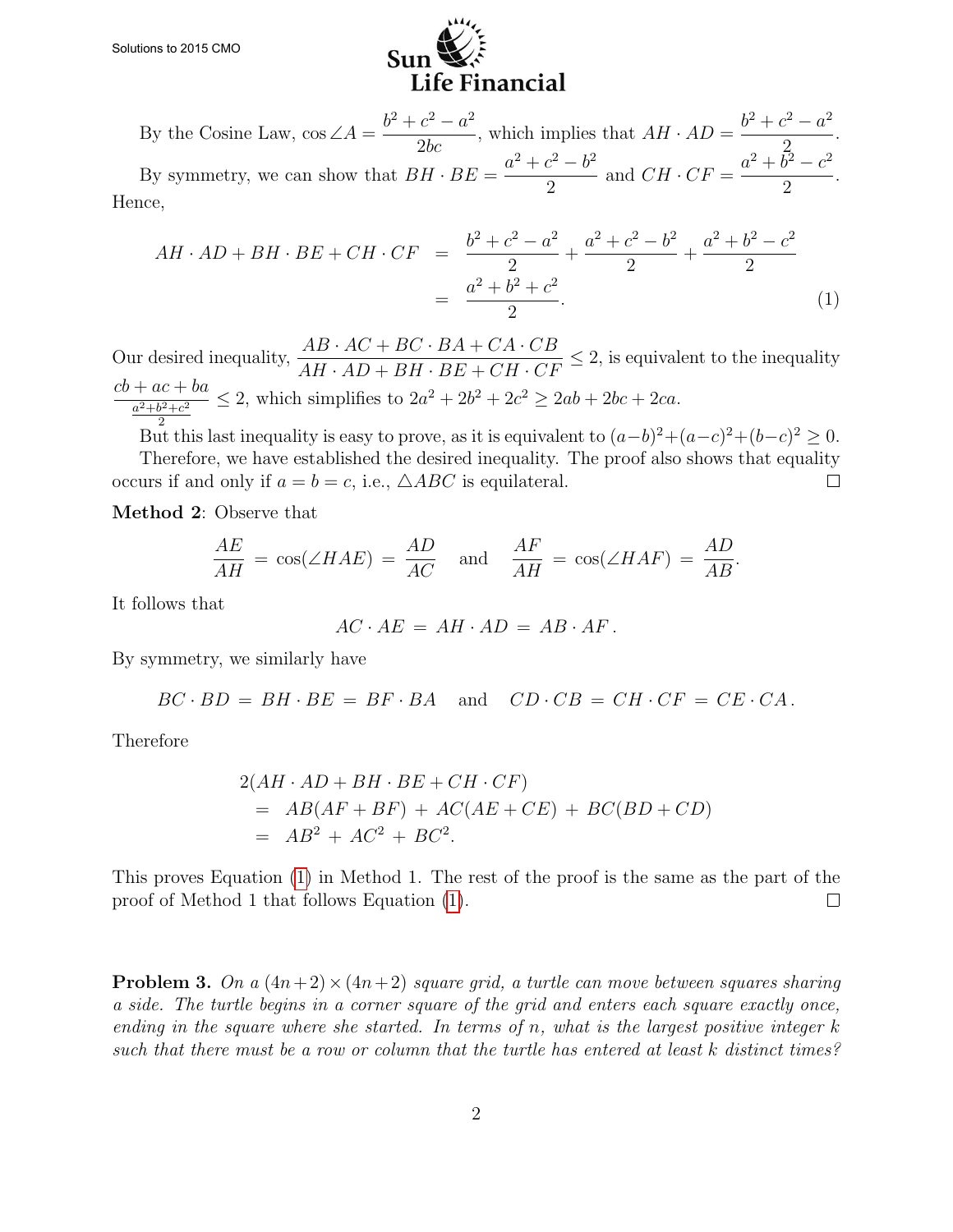By the Cosine Law, $\cos \angle A = \dfrac{b^2+c^2-a^2}{2bc}$, which implies that $AH \cdot AD = \dfrac{b^2+c^2-a^2}{2}$.

By symmetry, we can show that $BH \cdot BE = \dfrac{a^2+c^2-b^2}{2}$ and $CH \cdot CF = \dfrac{a^2+b^2-c^2}{2}$. Hence,

$$
\begin{aligned}
AH \cdot AD + BH \cdot BE + CH \cdot CF &= \frac{b^2+c^2-a^2}{2} + \frac{a^2+c^2-b^2}{2} + \frac{a^2+b^2-c^2}{2} \\
&= \frac{a^2+b^2+c^2}{2}. \qquad (1)
\end{aligned}
$$

Our desired inequality, $\dfrac{AB \cdot AC + BC \cdot BA + CA \cdot CB}{AH \cdot AD + BH \cdot BE + CH \cdot CF} \leq 2$, is equivalent to the inequality $\dfrac{cb+ac+ba}{\frac{a^2+b^2+c^2}{2}} \leq 2$, which simplifies to $2a^2+2b^2+2c^2 \geq 2ab+2bc+2ca$.

But this last inequality is easy to prove, as it is equivalent to $(a-b)^2+(a-c)^2+(b-c)^2 \geq 0$.

Therefore, we have established the desired inequality. The proof also shows that equality occurs if and only if $a=b=c$, i.e., $\triangle ABC$ is equilateral. $\square$

**Method 2**: Observe that

$$
\frac{AE}{AH} = \cos(\angle HAE) = \frac{AD}{AC} \quad \text{and} \quad \frac{AF}{AH} = \cos(\angle HAF) = \frac{AD}{AB}.
$$

It follows that

$$
AC \cdot AE = AH \cdot AD = AB \cdot AF.
$$

By symmetry, we similarly have

$$
BC \cdot BD = BH \cdot BE = BF \cdot BA \quad \text{and} \quad CD \cdot CB = CH \cdot CF = CE \cdot CA.
$$

Therefore

$$
\begin{aligned}
&2(AH \cdot AD + BH \cdot BE + CH \cdot CF) \\
&= AB(AF+BF) + AC(AE+CE) + BC(BD+CD) \\
&= AB^2 + AC^2 + BC^2.
\end{aligned}
$$

This proves Equation (1) in Method 1. The rest of the proof is the same as the part of the proof of Method 1 that follows Equation (1). $\square$

**Problem 3.** *On a $(4n+2) \times (4n+2)$ square grid, a turtle can move between squares sharing a side. The turtle begins in a corner square of the grid and enters each square exactly once, ending in the square where she started. In terms of $n$, what is the largest positive integer $k$ such that there must be a row or column that the turtle has entered at least $k$ distinct times?*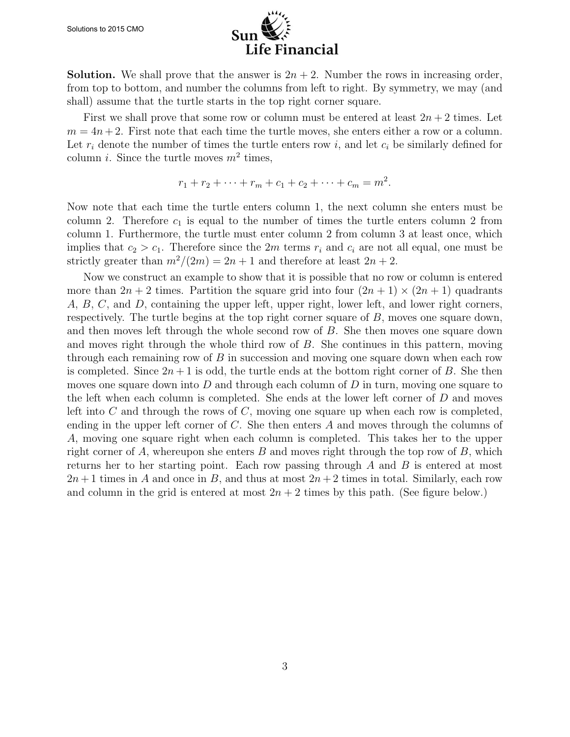**Solution.** We shall prove that the answer is $2n + 2$. Number the rows in increasing order, from top to bottom, and number the columns from left to right. By symmetry, we may (and shall) assume that the turtle starts in the top right corner square.

First we shall prove that some row or column must be entered at least $2n+2$ times. Let $m = 4n+2$. First note that each time the turtle moves, she enters either a row or a column. Let $r_i$ denote the number of times the turtle enters row $i$, and let $c_i$ be similarly defined for column $i$. Since the turtle moves $m^2$ times,

$$r_1 + r_2 + \cdots + r_m + c_1 + c_2 + \cdots + c_m = m^2.$$

Now note that each time the turtle enters column 1, the next column she enters must be column 2. Therefore $c_1$ is equal to the number of times the turtle enters column 2 from column 1. Furthermore, the turtle must enter column 2 from column 3 at least once, which implies that $c_2 > c_1$. Therefore since the $2m$ terms $r_i$ and $c_i$ are not all equal, one must be strictly greater than $m^2/(2m) = 2n + 1$ and therefore at least $2n + 2$.

Now we construct an example to show that it is possible that no row or column is entered more than $2n + 2$ times. Partition the square grid into four $(2n + 1) \times (2n + 1)$ quadrants $A$, $B$, $C$, and $D$, containing the upper left, upper right, lower left, and lower right corners, respectively. The turtle begins at the top right corner square of $B$, moves one square down, and then moves left through the whole second row of $B$. She then moves one square down and moves right through the whole third row of $B$. She continues in this pattern, moving through each remaining row of $B$ in succession and moving one square down when each row is completed. Since $2n + 1$ is odd, the turtle ends at the bottom right corner of $B$. She then moves one square down into $D$ and through each column of $D$ in turn, moving one square to the left when each column is completed. She ends at the lower left corner of $D$ and moves left into $C$ and through the rows of $C$, moving one square up when each row is completed, ending in the upper left corner of $C$. She then enters $A$ and moves through the columns of $A$, moving one square right when each column is completed. This takes her to the upper right corner of $A$, whereupon she enters $B$ and moves right through the top row of $B$, which returns her to her starting point. Each row passing through $A$ and $B$ is entered at most $2n+1$ times in $A$ and once in $B$, and thus at most $2n+2$ times in total. Similarly, each row and column in the grid is entered at most $2n + 2$ times by this path. (See figure below.)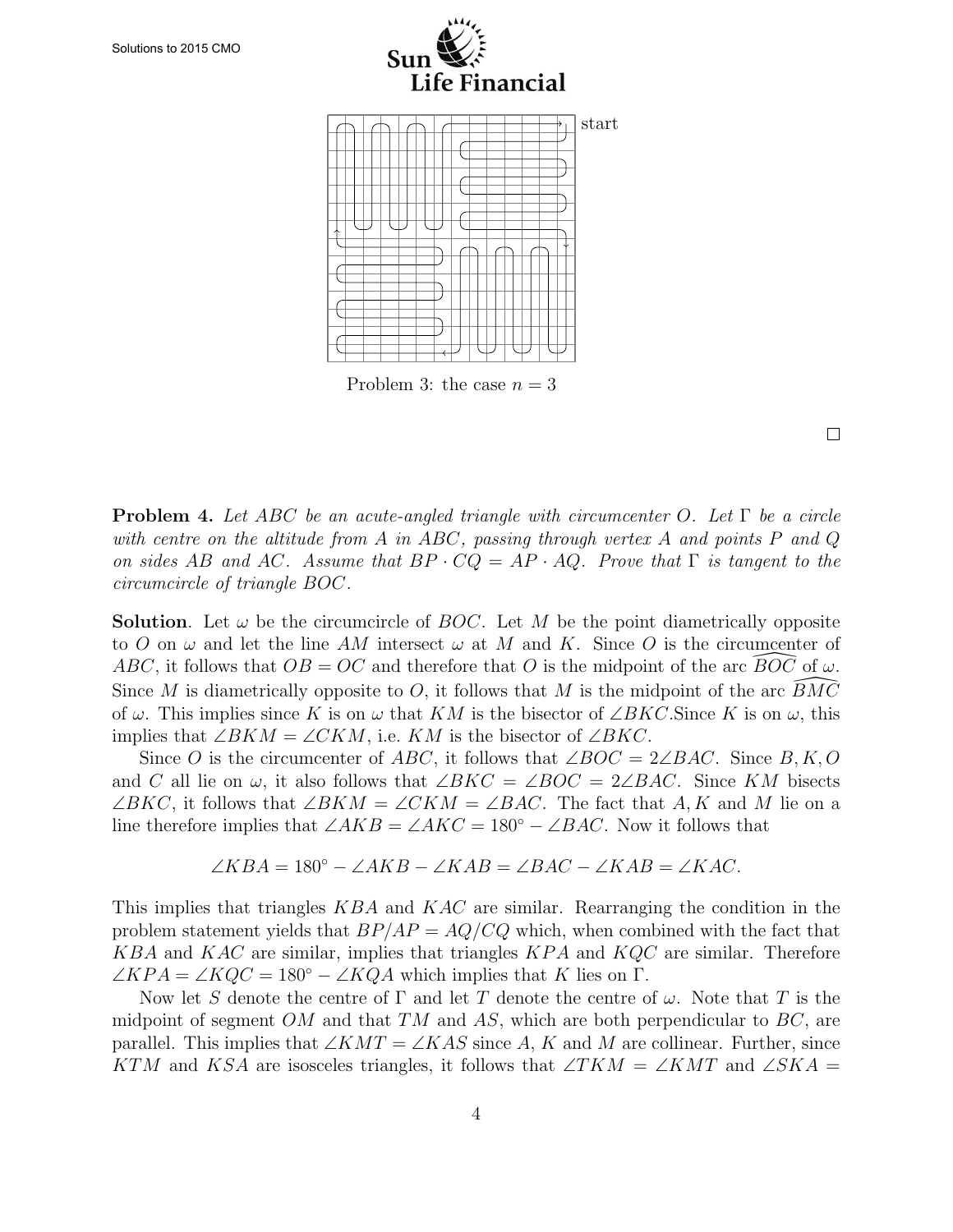Problem 3: the case $n = 3$

$\square$

**Problem 4.** *Let $ABC$ be an acute-angled triangle with circumcenter $O$. Let $\Gamma$ be a circle with centre on the altitude from $A$ in $ABC$, passing through vertex $A$ and points $P$ and $Q$ on sides $AB$ and $AC$. Assume that $BP \cdot CQ = AP \cdot AQ$. Prove that $\Gamma$ is tangent to the circumcircle of triangle $BOC$.*

**Solution**. Let $\omega$ be the circumcircle of $BOC$. Let $M$ be the point diametrically opposite to $O$ on $\omega$ and let the line $AM$ intersect $\omega$ at $M$ and $K$. Since $O$ is the circumcenter of $ABC$, it follows that $OB = OC$ and therefore that $O$ is the midpoint of the arc $\widehat{BOC}$ of $\omega$. Since $M$ is diametrically opposite to $O$, it follows that $M$ is the midpoint of the arc $\widehat{BMC}$ of $\omega$. This implies since $K$ is on $\omega$ that $KM$ is the bisector of $\angle BKC$.Since $K$ is on $\omega$, this implies that $\angle BKM = \angle CKM$, i.e. $KM$ is the bisector of $\angle BKC$.

Since $O$ is the circumcenter of $ABC$, it follows that $\angle BOC = 2\angle BAC$. Since $B, K, O$ and $C$ all lie on $\omega$, it also follows that $\angle BKC = \angle BOC = 2\angle BAC$. Since $KM$ bisects $\angle BKC$, it follows that $\angle BKM = \angle CKM = \angle BAC$. The fact that $A, K$ and $M$ lie on a line therefore implies that $\angle AKB = \angle AKC = 180^\circ - \angle BAC$. Now it follows that

$$\angle KBA = 180^\circ - \angle AKB - \angle KAB = \angle BAC - \angle KAB = \angle KAC.$$

This implies that triangles $KBA$ and $KAC$ are similar. Rearranging the condition in the problem statement yields that $BP/AP = AQ/CQ$ which, when combined with the fact that $KBA$ and $KAC$ are similar, implies that triangles $KPA$ and $KQC$ are similar. Therefore $\angle KPA = \angle KQC = 180^\circ - \angle KQA$ which implies that $K$ lies on $\Gamma$.

Now let $S$ denote the centre of $\Gamma$ and let $T$ denote the centre of $\omega$. Note that $T$ is the midpoint of segment $OM$ and that $TM$ and $AS$, which are both perpendicular to $BC$, are parallel. This implies that $\angle KMT = \angle KAS$ since $A$, $K$ and $M$ are collinear. Further, since $KTM$ and $KSA$ are isosceles triangles, it follows that $\angle TKM = \angle KMT$ and $\angle SKA =$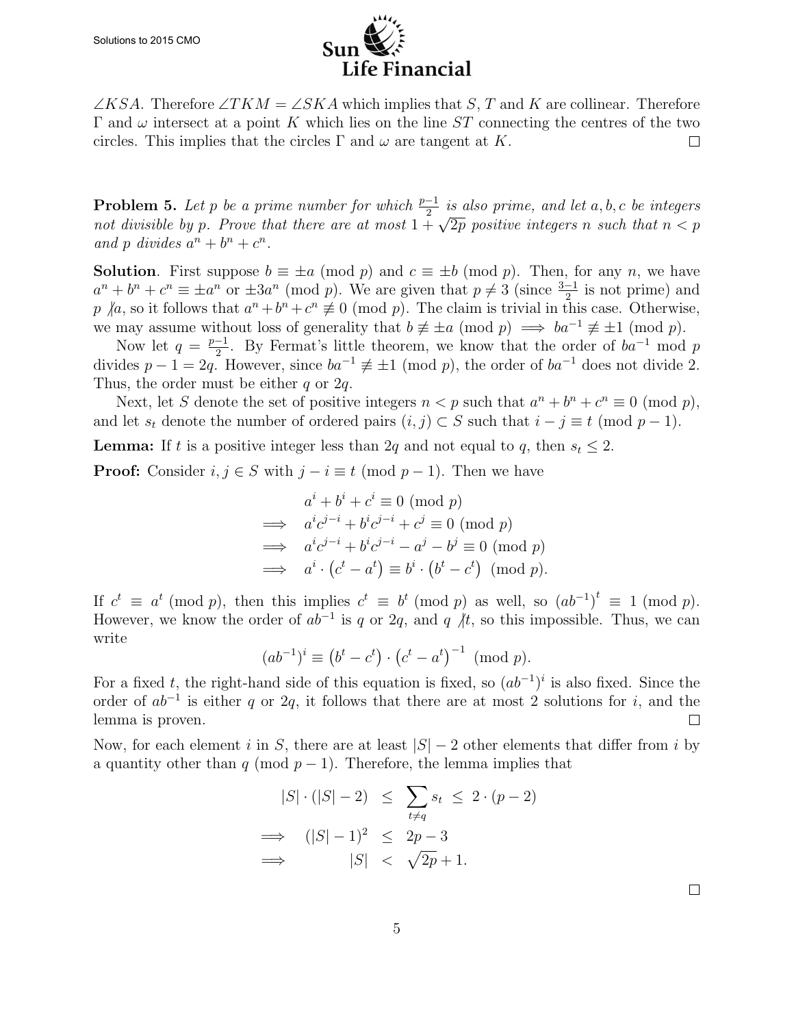$\angle KSA$. Therefore $\angle TKM = \angle SKA$ which implies that $S$, $T$ and $K$ are collinear. Therefore $\Gamma$ and $\omega$ intersect at a point $K$ which lies on the line $ST$ connecting the centres of the two circles. This implies that the circles $\Gamma$ and $\omega$ are tangent at $K$. $\square$

**Problem 5.** *Let $p$ be a prime number for which $\frac{p-1}{2}$ is also prime, and let $a, b, c$ be integers not divisible by $p$. Prove that there are at most $1 + \sqrt{2p}$ positive integers $n$ such that $n < p$ and $p$ divides $a^n + b^n + c^n$.*

**Solution**. First suppose $b \equiv \pm a \pmod{p}$ and $c \equiv \pm b \pmod{p}$. Then, for any $n$, we have $a^n + b^n + c^n \equiv \pm a^n$ or $\pm 3a^n \pmod{p}$. We are given that $p \neq 3$ (since $\frac{3-1}{2}$ is not prime) and $p \not| a$, so it follows that $a^n + b^n + c^n \not\equiv 0 \pmod{p}$. The claim is trivial in this case. Otherwise, we may assume without loss of generality that $b \not\equiv \pm a \pmod{p} \implies ba^{-1} \not\equiv \pm 1 \pmod{p}$.

Now let $q = \frac{p-1}{2}$. By Fermat's little theorem, we know that the order of $ba^{-1} \bmod p$ divides $p - 1 = 2q$. However, since $ba^{-1} \not\equiv \pm 1 \pmod{p}$, the order of $ba^{-1}$ does not divide 2. Thus, the order must be either $q$ or $2q$.

Next, let $S$ denote the set of positive integers $n < p$ such that $a^n + b^n + c^n \equiv 0 \pmod{p}$, and let $s_t$ denote the number of ordered pairs $(i, j) \subset S$ such that $i - j \equiv t \pmod{p-1}$.

**Lemma:** If $t$ is a positive integer less than $2q$ and not equal to $q$, then $s_t \leq 2$.

**Proof:** Consider $i, j \in S$ with $j - i \equiv t \pmod{p-1}$. Then we have

$$\begin{aligned} & a^i + b^i + c^i \equiv 0 \pmod{p} \\ \implies \quad & a^i c^{j-i} + b^i c^{j-i} + c^j \equiv 0 \pmod{p} \\ \implies \quad & a^i c^{j-i} + b^i c^{j-i} - a^j - b^j \equiv 0 \pmod{p} \\ \implies \quad & a^i \cdot \left(c^t - a^t\right) \equiv b^i \cdot \left(b^t - c^t\right) \pmod{p}. \end{aligned}$$

If $c^t \equiv a^t \pmod{p}$, then this implies $c^t \equiv b^t \pmod{p}$ as well, so $\left(ab^{-1}\right)^t \equiv 1 \pmod{p}$. However, we know the order of $ab^{-1}$ is $q$ or $2q$, and $q \not| t$, so this impossible. Thus, we can write

$$(ab^{-1})^i \equiv \left(b^t - c^t\right) \cdot \left(c^t - a^t\right)^{-1} \pmod{p}.$$

For a fixed $t$, the right-hand side of this equation is fixed, so $(ab^{-1})^i$ is also fixed. Since the order of $ab^{-1}$ is either $q$ or $2q$, it follows that there are at most 2 solutions for $i$, and the lemma is proven. $\square$

Now, for each element $i$ in $S$, there are at least $|S| - 2$ other elements that differ from $i$ by a quantity other than $q \pmod{p-1}$. Therefore, the lemma implies that

$$\begin{aligned} |S| \cdot (|S| - 2) \quad & \leq \quad \sum_{t \neq q} s_t \ \leq \ 2 \cdot (p - 2) \\ \implies \quad (|S| - 1)^2 \quad & \leq \quad 2p - 3 \\ \implies \quad |S| \quad & < \quad \sqrt{2p} + 1. \end{aligned}$$

$\square$